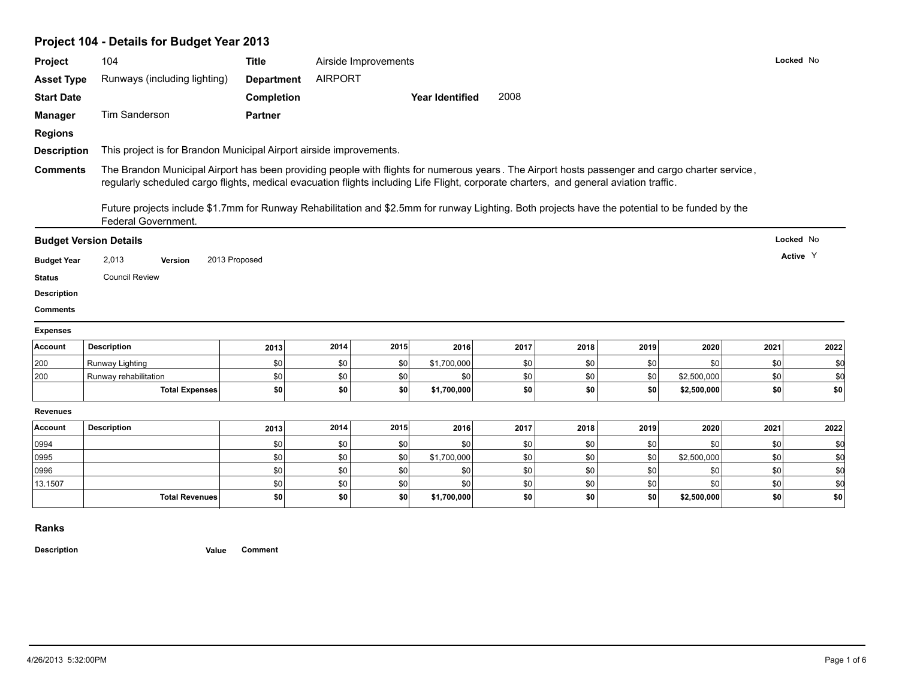# Project 104 - Details for Budget Year 2013

**Project** 104 **Title** Airside Improvements **Locked** No

**Asset Type** Runways (including lighting) **Department** AIRPORT

**Start Date** **Completion** **Year Identified** 2008

**Manager** Tim Sanderson **Partner**

**Regions**

**Description** This project is for Brandon Municipal Airport airside improvements.

**Comments** The Brandon Municipal Airport has been providing people with flights for numerous years . The Airport hosts passenger and cargo charter service , regularly scheduled cargo flights, medical evacuation flights including Life Flight, corporate charters, and general aviation traffic.

Future projects include $1.7mm for Runway Rehabilitation and $2.5mm for runway Lighting. Both projects have the potential to be funded by the Federal Government.

## Budget Version Details

**Locked** No

**Active** Y

**Budget Year** 2,013 **Version** 2013 Proposed

**Status** Council Review

**Description**

**Comments**

### Expenses

| Account | Description | 2013 | 2014 | 2015 | 2016 | 2017 | 2018 | 2019 | 2020 | 2021 | 2022 |
|---|---|---|---|---|---|---|---|---|---|---|---|
| 200 | Runway Lighting | $0 | $0 | $0 | $1,700,000 | $0 | $0 | $0 | $0 | $0 | $0 |
| 200 | Runway rehabilitation | $0 | $0 | $0 | $0 | $0 | $0 | $0 | $2,500,000 | $0 | $0 |
| | **Total Expenses** | **$0** | **$0** | **$0** | **$1,700,000** | **$0** | **$0** | **$0** | **$2,500,000** | **$0** | **$0** |

### Revenues

| Account | Description | 2013 | 2014 | 2015 | 2016 | 2017 | 2018 | 2019 | 2020 | 2021 | 2022 |
|---|---|---|---|---|---|---|---|---|---|---|---|
| 0994 | | $0 | $0 | $0 | $0 | $0 | $0 | $0 | $0 | $0 | $0 |
| 0995 | | $0 | $0 | $0 | $1,700,000 | $0 | $0 | $0 | $2,500,000 | $0 | $0 |
| 0996 | | $0 | $0 | $0 | $0 | $0 | $0 | $0 | $0 | $0 | $0 |
| 13.1507 | | $0 | $0 | $0 | $0 | $0 | $0 | $0 | $0 | $0 | $0 |
| | **Total Revenues** | **$0** | **$0** | **$0** | **$1,700,000** | **$0** | **$0** | **$0** | **$2,500,000** | **$0** | **$0** |

## Ranks

| Description | Value | Comment |
|---|---|---|

4/26/2013 5:32:00PM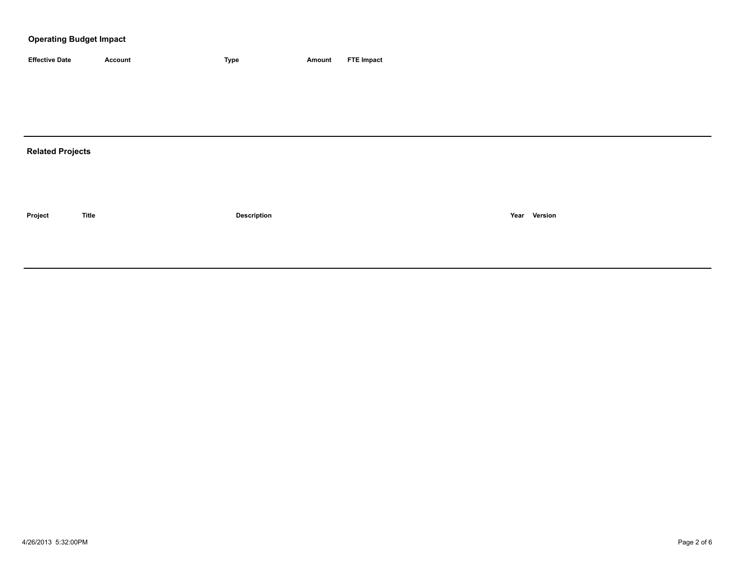## Operating Budget Impact

| Effective Date | Account | Type | Amount | FTE Impact |
| --- | --- | --- | --- | --- |

## Related Projects

| Project | Title | Description | Year | Version |
| --- | --- | --- | --- | --- |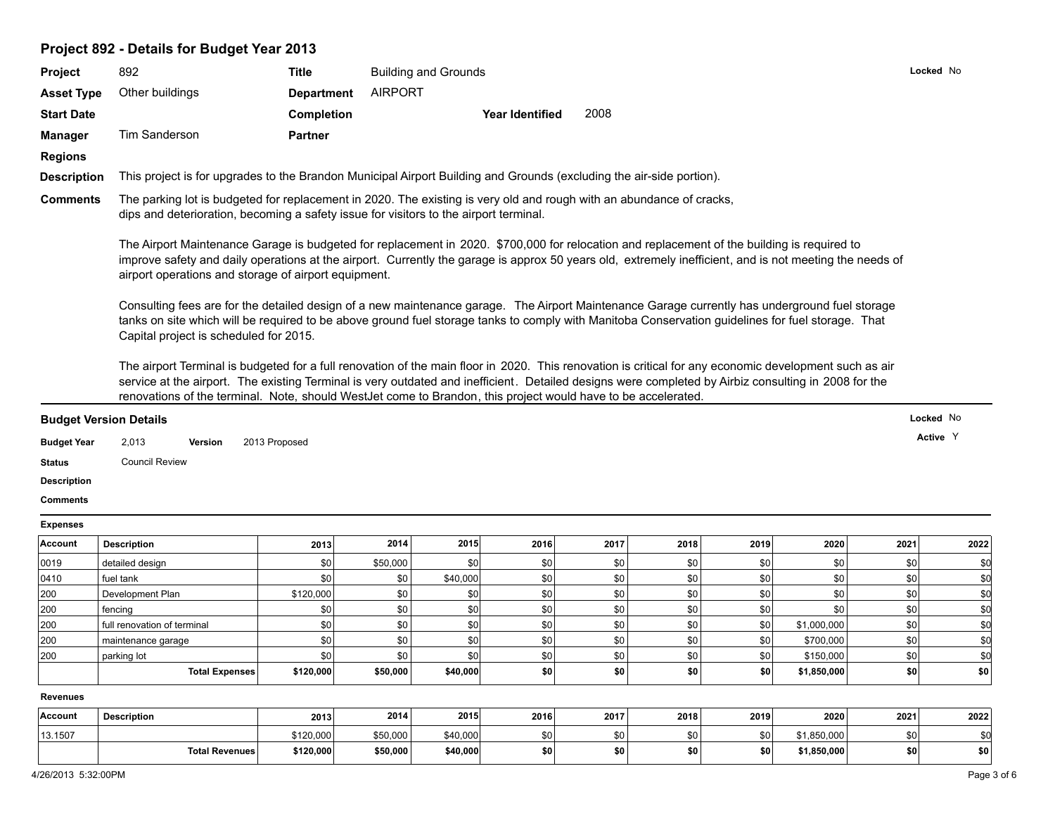## Project 892 - Details for Budget Year 2013

**Project** 892 **Title** Building and Grounds **Locked** No

**Asset Type** Other buildings **Department** AIRPORT

**Start Date** **Completion** **Year Identified** 2008

**Manager** Tim Sanderson **Partner**

**Regions**

**Description** This project is for upgrades to the Brandon Municipal Airport Building and Grounds (excluding the air-side portion).

**Comments** The parking lot is budgeted for replacement in 2020. The existing is very old and rough with an abundance of cracks, dips and deterioration, becoming a safety issue for visitors to the airport terminal.

The Airport Maintenance Garage is budgeted for replacement in 2020. $700,000 for relocation and replacement of the building is required to improve safety and daily operations at the airport. Currently the garage is approx 50 years old, extremely inefficient, and is not meeting the needs of airport operations and storage of airport equipment.

Consulting fees are for the detailed design of a new maintenance garage. The Airport Maintenance Garage currently has underground fuel storage tanks on site which will be required to be above ground fuel storage tanks to comply with Manitoba Conservation guidelines for fuel storage. That Capital project is scheduled for 2015.

The airport Terminal is budgeted for a full renovation of the main floor in 2020. This renovation is critical for any economic development such as air service at the airport. The existing Terminal is very outdated and inefficient. Detailed designs were completed by Airbiz consulting in 2008 for the renovations of the terminal. Note, should WestJet come to Brandon, this project would have to be accelerated.

### Budget Version Details

**Locked** No

**Active** Y

**Budget Year** 2,013 **Version** 2013 Proposed

**Status** Council Review

**Description**

**Comments**

**Expenses**

| Account | Description | 2013 | 2014 | 2015 | 2016 | 2017 | 2018 | 2019 | 2020 | 2021 | 2022 |
|---|---|---|---|---|---|---|---|---|---|---|---|
| 0019 | detailed design | $0 | $50,000 | $0 | $0 | $0 | $0 | $0 | $0 | $0 | $0 |
| 0410 | fuel tank | $0 | $0 | $40,000 | $0 | $0 | $0 | $0 | $0 | $0 | $0 |
| 200 | Development Plan | $120,000 | $0 | $0 | $0 | $0 | $0 | $0 | $0 | $0 | $0 |
| 200 | fencing | $0 | $0 | $0 | $0 | $0 | $0 | $0 | $0 | $0 | $0 |
| 200 | full renovation of terminal | $0 | $0 | $0 | $0 | $0 | $0 | $0 | $1,000,000 | $0 | $0 |
| 200 | maintenance garage | $0 | $0 | $0 | $0 | $0 | $0 | $0 | $700,000 | $0 | $0 |
| 200 | parking lot | $0 | $0 | $0 | $0 | $0 | $0 | $0 | $150,000 | $0 | $0 |
| | **Total Expenses** | **$120,000** | **$50,000** | **$40,000** | **$0** | **$0** | **$0** | **$0** | **$1,850,000** | **$0** | **$0** |

**Revenues**

| Account | Description | 2013 | 2014 | 2015 | 2016 | 2017 | 2018 | 2019 | 2020 | 2021 | 2022 |
|---|---|---|---|---|---|---|---|---|---|---|---|
| 13.1507 | | $120,000 | $50,000 | $40,000 | $0 | $0 | $0 | $0 | $1,850,000 | $0 | $0 |
| | **Total Revenues** | **$120,000** | **$50,000** | **$40,000** | **$0** | **$0** | **$0** | **$0** | **$1,850,000** | **$0** | **$0** |

4/26/2013 5:32:00PM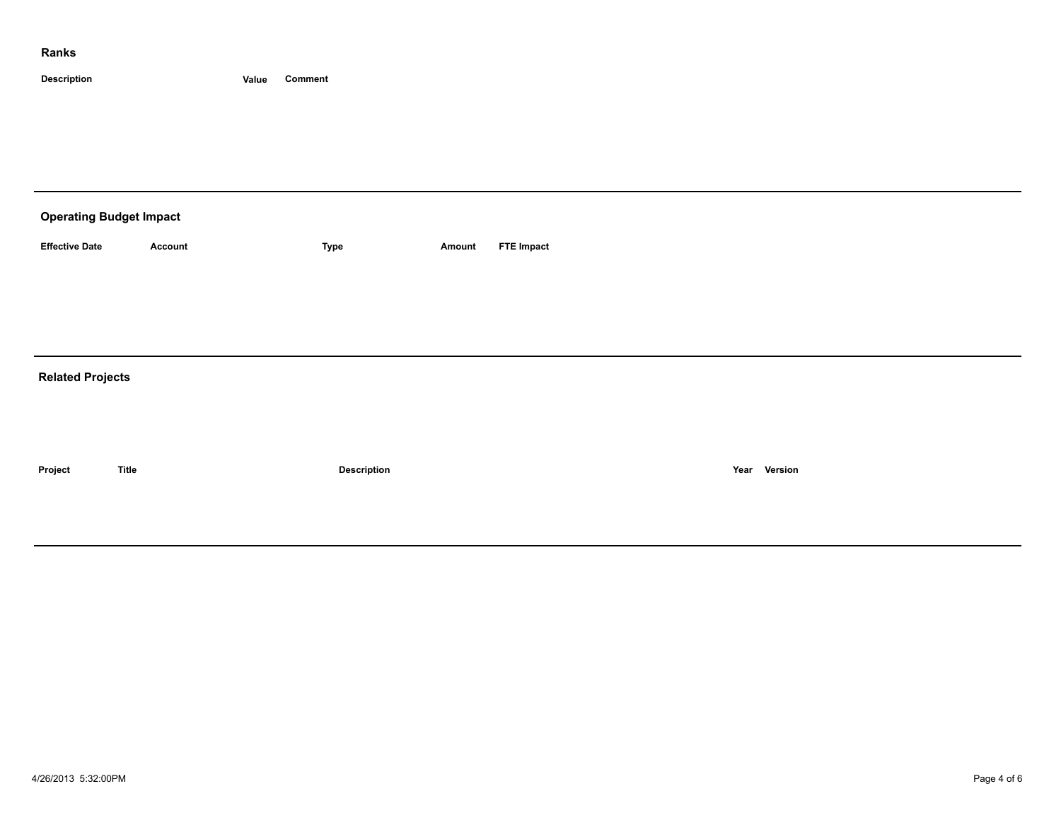## Ranks

| Description | Value | Comment |
|---|---|---|

---

## Operating Budget Impact

| Effective Date | Account | Type | Amount | FTE Impact |
|---|---|---|---|---|

---

## Related Projects

| Project | Title | Description | Year | Version |
|---|---|---|---|---|

---

4/26/2013 5:32:00PM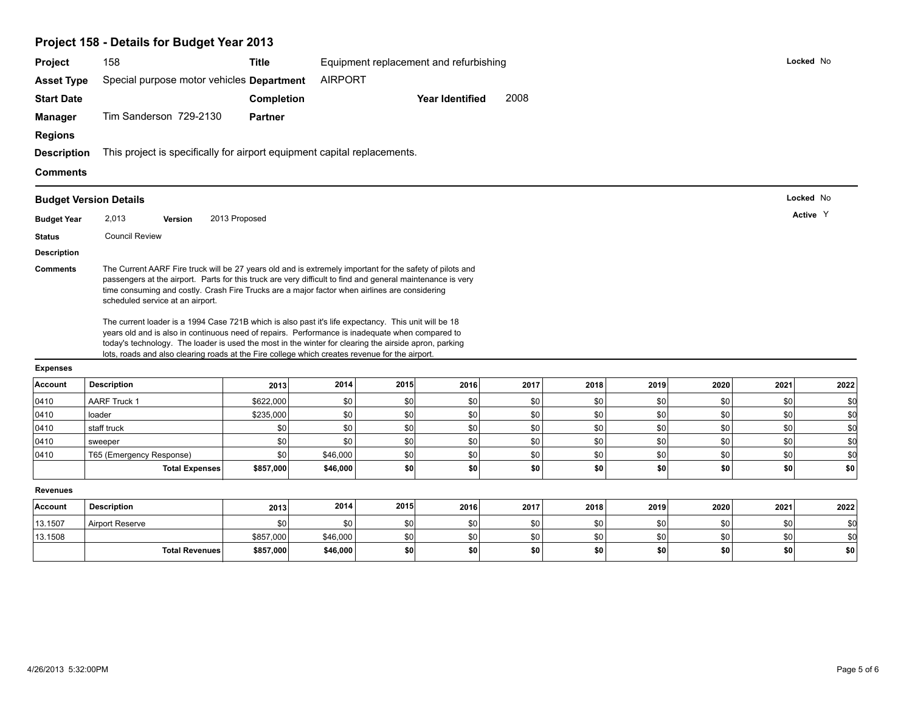# Project 158 - Details for Budget Year 2013

**Project** 158 **Title** Equipment replacement and refurbishing **Locked** No

**Asset Type** Special purpose motor vehicles **Department** AIRPORT

**Start Date** **Completion** **Year Identified** 2008

**Manager** Tim Sanderson 729-2130 **Partner**

**Regions**

**Description** This project is specifically for airport equipment capital replacements.

**Comments**

## Budget Version Details

**Locked** No

**Active** Y

**Budget Year** 2,013 **Version** 2013 Proposed

**Status** Council Review

**Description**

**Comments** The Current AARF Fire truck will be 27 years old and is extremely important for the safety of pilots and passengers at the airport. Parts for this truck are very difficult to find and general maintenance is very time consuming and costly. Crash Fire Trucks are a major factor when airlines are considering scheduled service at an airport.

The current loader is a 1994 Case 721B which is also past it's life expectancy. This unit will be 18 years old and is also in continuous need of repairs. Performance is inadequate when compared to today's technology. The loader is used the most in the winter for clearing the airside apron, parking lots, roads and also clearing roads at the Fire college which creates revenue for the airport.

**Expenses**

| Account | Description | 2013 | 2014 | 2015 | 2016 | 2017 | 2018 | 2019 | 2020 | 2021 | 2022 |
|---|---|---|---|---|---|---|---|---|---|---|---|
| 0410 | AARF Truck 1 | $622,000 | $0 | $0 | $0 | $0 | $0 | $0 | $0 | $0 | $0 |
| 0410 | loader | $235,000 | $0 | $0 | $0 | $0 | $0 | $0 | $0 | $0 | $0 |
| 0410 | staff truck | $0 | $0 | $0 | $0 | $0 | $0 | $0 | $0 | $0 | $0 |
| 0410 | sweeper | $0 | $0 | $0 | $0 | $0 | $0 | $0 | $0 | $0 | $0 |
| 0410 | T65 (Emergency Response) | $0 | $46,000 | $0 | $0 | $0 | $0 | $0 | $0 | $0 | $0 |
| | **Total Expenses** | **$857,000** | **$46,000** | **$0** | **$0** | **$0** | **$0** | **$0** | **$0** | **$0** | **$0** |

**Revenues**

| Account | Description | 2013 | 2014 | 2015 | 2016 | 2017 | 2018 | 2019 | 2020 | 2021 | 2022 |
|---|---|---|---|---|---|---|---|---|---|---|---|
| 13.1507 | Airport Reserve | $0 | $0 | $0 | $0 | $0 | $0 | $0 | $0 | $0 | $0 |
| 13.1508 | | $857,000 | $46,000 | $0 | $0 | $0 | $0 | $0 | $0 | $0 | $0 |
| | **Total Revenues** | **$857,000** | **$46,000** | **$0** | **$0** | **$0** | **$0** | **$0** | **$0** | **$0** | **$0** |

4/26/2013 5:32:00PM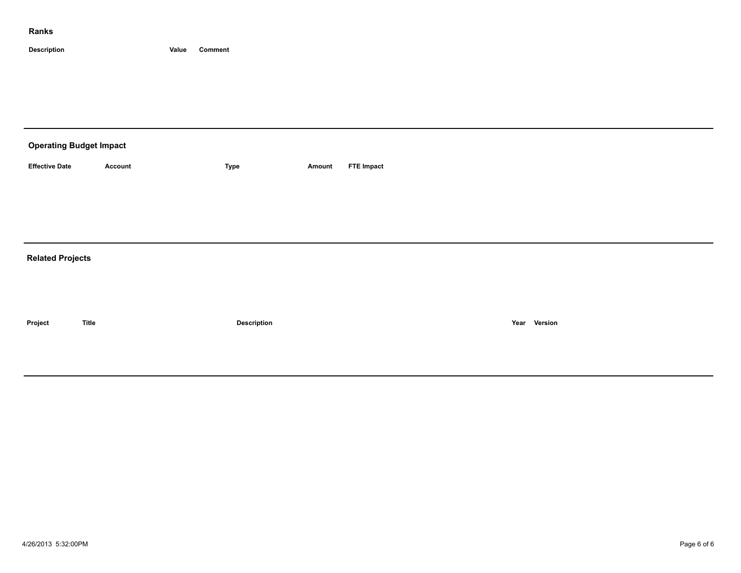## Ranks

| Description | Value | Comment |
|---|---|---|

## Operating Budget Impact

| Effective Date | Account | Type | Amount | FTE Impact |
|---|---|---|---|---|

## Related Projects

| Project | Title | Description | Year | Version |
|---|---|---|---|---|

4/26/2013 5:32:00PM